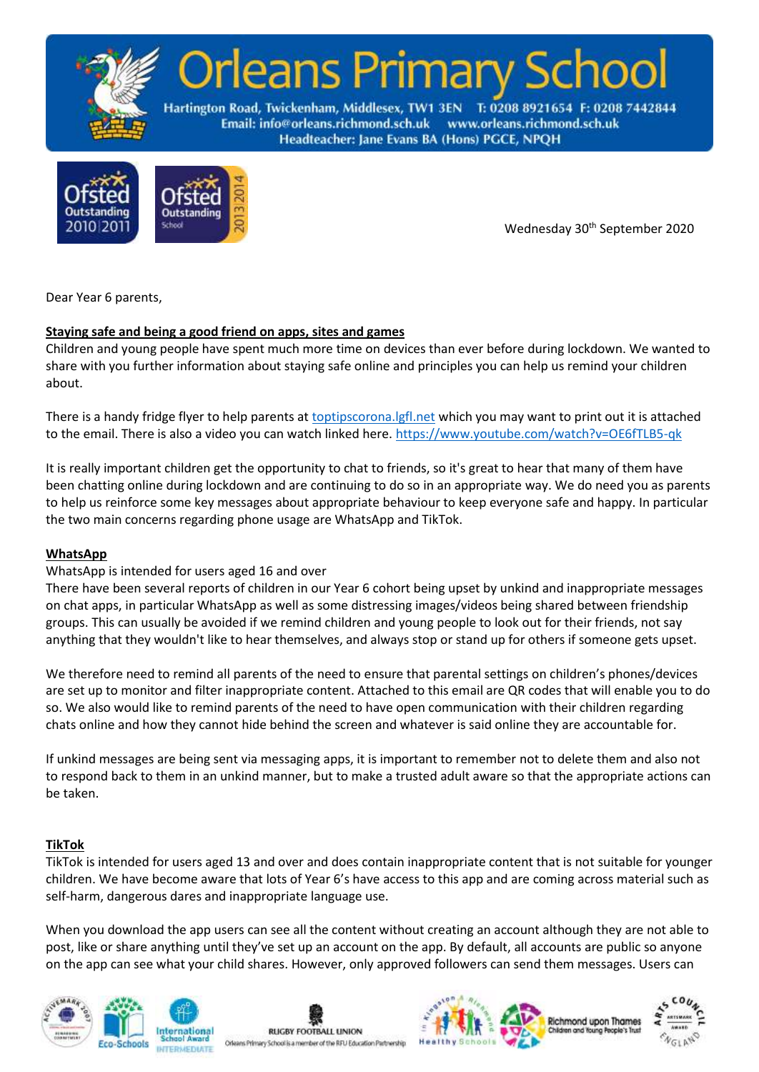# Orleans Primary School

Hartington Road, Twickenham, Middlesex, TW1 3EN T: 0208 8921654 F: 0208 7442844
Email: info@orleans.richmond.sch.uk www.orleans.richmond.sch.uk
Headteacher: Jane Evans BA (Hons) PGCE, NPQH

Ofsted Outstanding 2010|2011

Ofsted Outstanding School 2013|2014

Wednesday 30th September 2020

Dear Year 6 parents,

**Staying safe and being a good friend on apps, sites and games**

Children and young people have spent much more time on devices than ever before during lockdown. We wanted to share with you further information about staying safe online and principles you can help us remind your children about.

There is a handy fridge flyer to help parents at [toptipscorona.lgfl.net](toptipscorona.lgfl.net) which you may want to print out it is attached to the email. There is also a video you can watch linked here. https://www.youtube.com/watch?v=OE6fTLB5-qk

It is really important children get the opportunity to chat to friends, so it's great to hear that many of them have been chatting online during lockdown and are continuing to do so in an appropriate way. We do need you as parents to help us reinforce some key messages about appropriate behaviour to keep everyone safe and happy. In particular the two main concerns regarding phone usage are WhatsApp and TikTok.

**WhatsApp**

WhatsApp is intended for users aged 16 and over

There have been several reports of children in our Year 6 cohort being upset by unkind and inappropriate messages on chat apps, in particular WhatsApp as well as some distressing images/videos being shared between friendship groups. This can usually be avoided if we remind children and young people to look out for their friends, not say anything that they wouldn't like to hear themselves, and always stop or stand up for others if someone gets upset.

We therefore need to remind all parents of the need to ensure that parental settings on children's phones/devices are set up to monitor and filter inappropriate content. Attached to this email are QR codes that will enable you to do so. We also would like to remind parents of the need to have open communication with their children regarding chats online and how they cannot hide behind the screen and whatever is said online they are accountable for.

If unkind messages are being sent via messaging apps, it is important to remember not to delete them and also not to respond back to them in an unkind manner, but to make a trusted adult aware so that the appropriate actions can be taken.

**TikTok**

TikTok is intended for users aged 13 and over and does contain inappropriate content that is not suitable for younger children. We have become aware that lots of Year 6's have access to this app and are coming across material such as self-harm, dangerous dares and inappropriate language use.

When you download the app users can see all the content without creating an account although they are not able to post, like or share anything until they've set up an account on the app. By default, all accounts are public so anyone on the app can see what your child shares. However, only approved followers can send them messages. Users can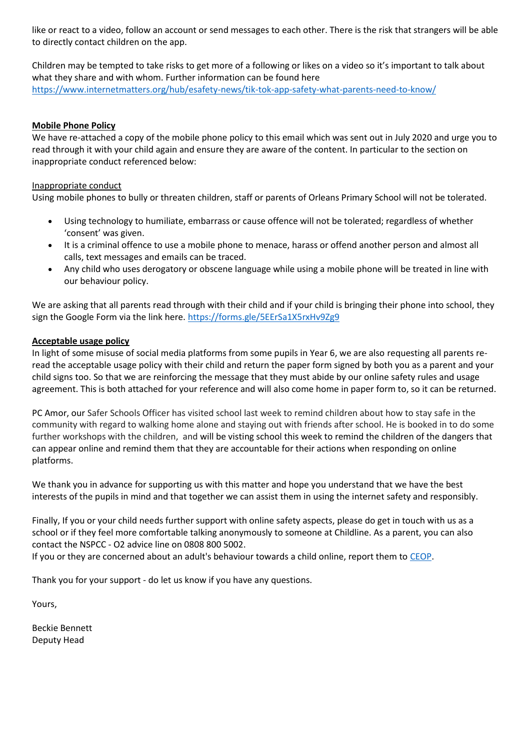like or react to a video, follow an account or send messages to each other. There is the risk that strangers will be able to directly contact children on the app.

Children may be tempted to take risks to get more of a following or likes on a video so it's important to talk about what they share and with whom. Further information can be found here https://www.internetmatters.org/hub/esafety-news/tik-tok-app-safety-what-parents-need-to-know/

**Mobile Phone Policy**

We have re-attached a copy of the mobile phone policy to this email which was sent out in July 2020 and urge you to read through it with your child again and ensure they are aware of the content. In particular to the section on inappropriate conduct referenced below:

Inappropriate conduct

Using mobile phones to bully or threaten children, staff or parents of Orleans Primary School will not be tolerated.

- Using technology to humiliate, embarrass or cause offence will not be tolerated; regardless of whether 'consent' was given.
- It is a criminal offence to use a mobile phone to menace, harass or offend another person and almost all calls, text messages and emails can be traced.
- Any child who uses derogatory or obscene language while using a mobile phone will be treated in line with our behaviour policy.

We are asking that all parents read through with their child and if your child is bringing their phone into school, they sign the Google Form via the link here. https://forms.gle/5EErSa1X5rxHv9Zg9

**Acceptable usage policy**

In light of some misuse of social media platforms from some pupils in Year 6, we are also requesting all parents re-read the acceptable usage policy with their child and return the paper form signed by both you as a parent and your child signs too. So that we are reinforcing the message that they must abide by our online safety rules and usage agreement. This is both attached for your reference and will also come home in paper form to, so it can be returned.

PC Amor, our Safer Schools Officer has visited school last week to remind children about how to stay safe in the community with regard to walking home alone and staying out with friends after school. He is booked in to do some further workshops with the children, and will be visting school this week to remind the children of the dangers that can appear online and remind them that they are accountable for their actions when responding on online platforms.

We thank you in advance for supporting us with this matter and hope you understand that we have the best interests of the pupils in mind and that together we can assist them in using the internet safety and responsibly.

Finally, If you or your child needs further support with online safety aspects, please do get in touch with us as a school or if they feel more comfortable talking anonymously to someone at Childline. As a parent, you can also contact the NSPCC - O2 advice line on 0808 800 5002.
If you or they are concerned about an adult's behaviour towards a child online, report them to CEOP.

Thank you for your support - do let us know if you have any questions.

Yours,

Beckie Bennett
Deputy Head